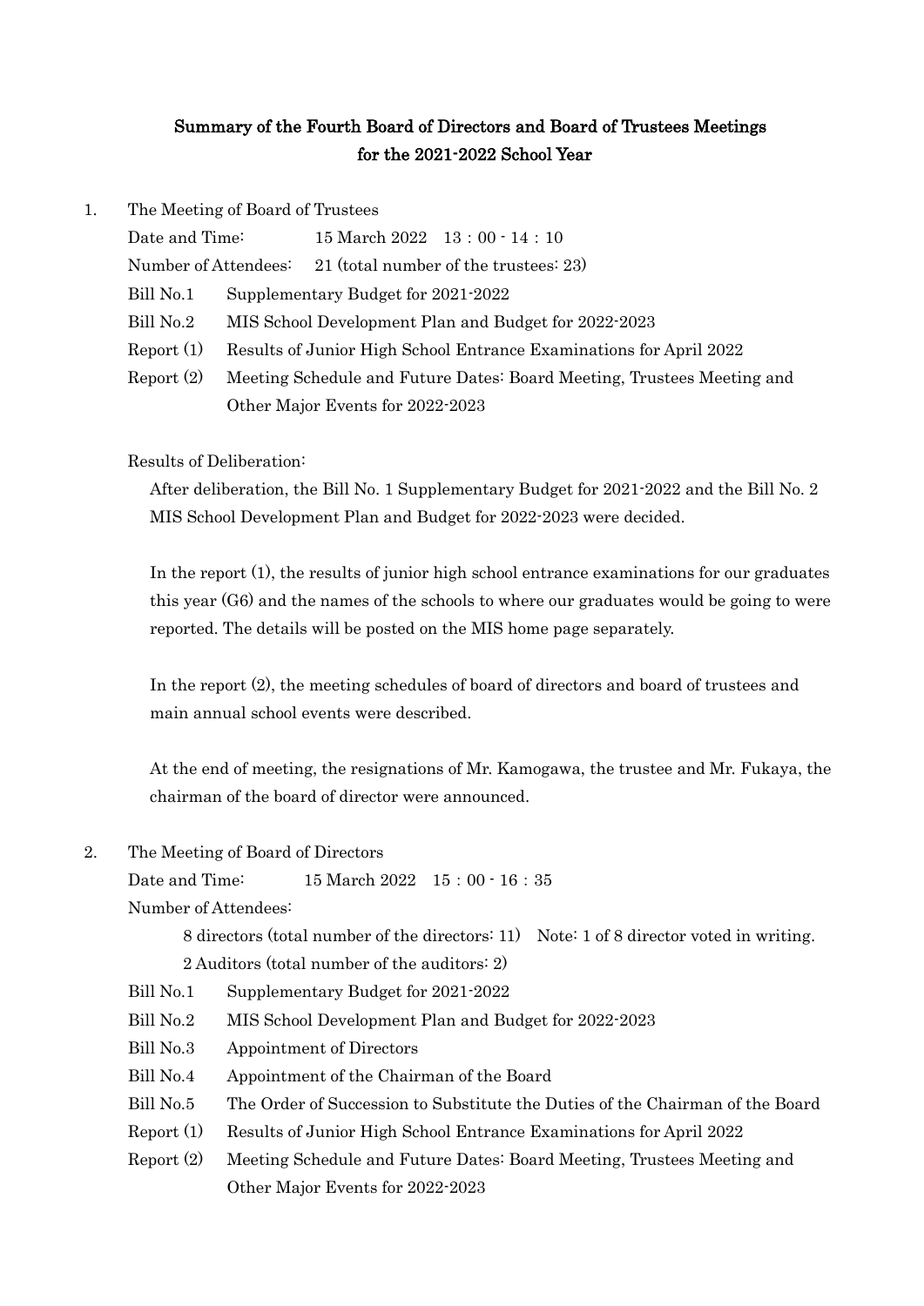# Summary of the Fourth Board of Directors and Board of Trustees Meetings for the 2021-2022 School Year

1. The Meeting of Board of Trustees

   Date and Time: 15 March 2022 13：00 - 14：10

   Number of Attendees: 21 (total number of the trustees: 23)

   Bill No.1 Supplementary Budget for 2021-2022

   Bill No.2 MIS School Development Plan and Budget for 2022-2023

   Report (1) Results of Junior High School Entrance Examinations for April 2022

   Report (2) Meeting Schedule and Future Dates: Board Meeting, Trustees Meeting and Other Major Events for 2022-2023

   Results of Deliberation:

   After deliberation, the Bill No. 1 Supplementary Budget for 2021-2022 and the Bill No. 2 MIS School Development Plan and Budget for 2022-2023 were decided.

   In the report (1), the results of junior high school entrance examinations for our graduates this year (G6) and the names of the schools to where our graduates would be going to were reported. The details will be posted on the MIS home page separately.

   In the report (2), the meeting schedules of board of directors and board of trustees and main annual school events were described.

   At the end of meeting, the resignations of Mr. Kamogawa, the trustee and Mr. Fukaya, the chairman of the board of director were announced.

2. The Meeting of Board of Directors

   Date and Time: 15 March 2022 15：00 - 16：35

   Number of Attendees:

   8 directors (total number of the directors: 11) Note: 1 of 8 director voted in writing.

   2 Auditors (total number of the auditors: 2)

   Bill No.1 Supplementary Budget for 2021-2022

   Bill No.2 MIS School Development Plan and Budget for 2022-2023

   Bill No.3 Appointment of Directors

   Bill No.4 Appointment of the Chairman of the Board

   Bill No.5 The Order of Succession to Substitute the Duties of the Chairman of the Board

   Report (1) Results of Junior High School Entrance Examinations for April 2022

   Report (2) Meeting Schedule and Future Dates: Board Meeting, Trustees Meeting and Other Major Events for 2022-2023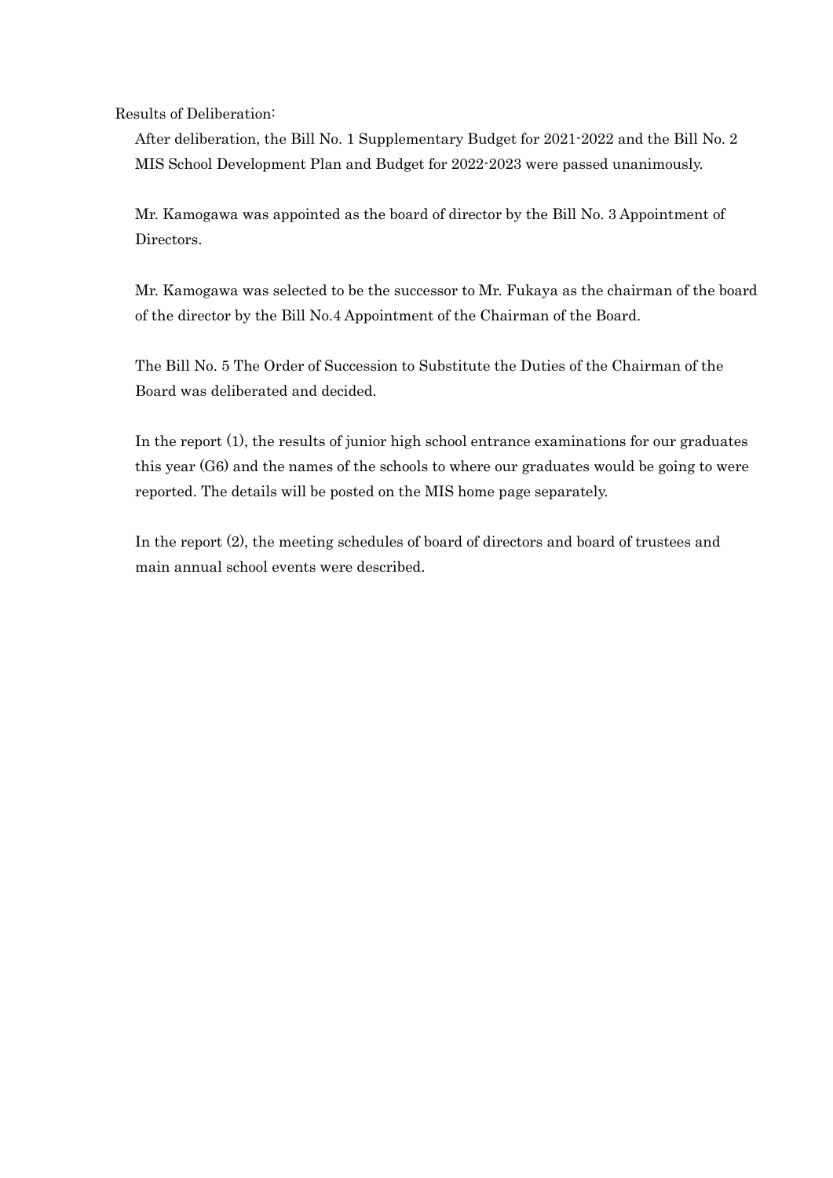Results of Deliberation:

After deliberation, the Bill No. 1 Supplementary Budget for 2021-2022 and the Bill No. 2 MIS School Development Plan and Budget for 2022-2023 were passed unanimously.

Mr. Kamogawa was appointed as the board of director by the Bill No. 3 Appointment of Directors.

Mr. Kamogawa was selected to be the successor to Mr. Fukaya as the chairman of the board of the director by the Bill No.4 Appointment of the Chairman of the Board.

The Bill No. 5 The Order of Succession to Substitute the Duties of the Chairman of the Board was deliberated and decided.

In the report (1), the results of junior high school entrance examinations for our graduates this year (G6) and the names of the schools to where our graduates would be going to were reported. The details will be posted on the MIS home page separately.

In the report (2), the meeting schedules of board of directors and board of trustees and main annual school events were described.